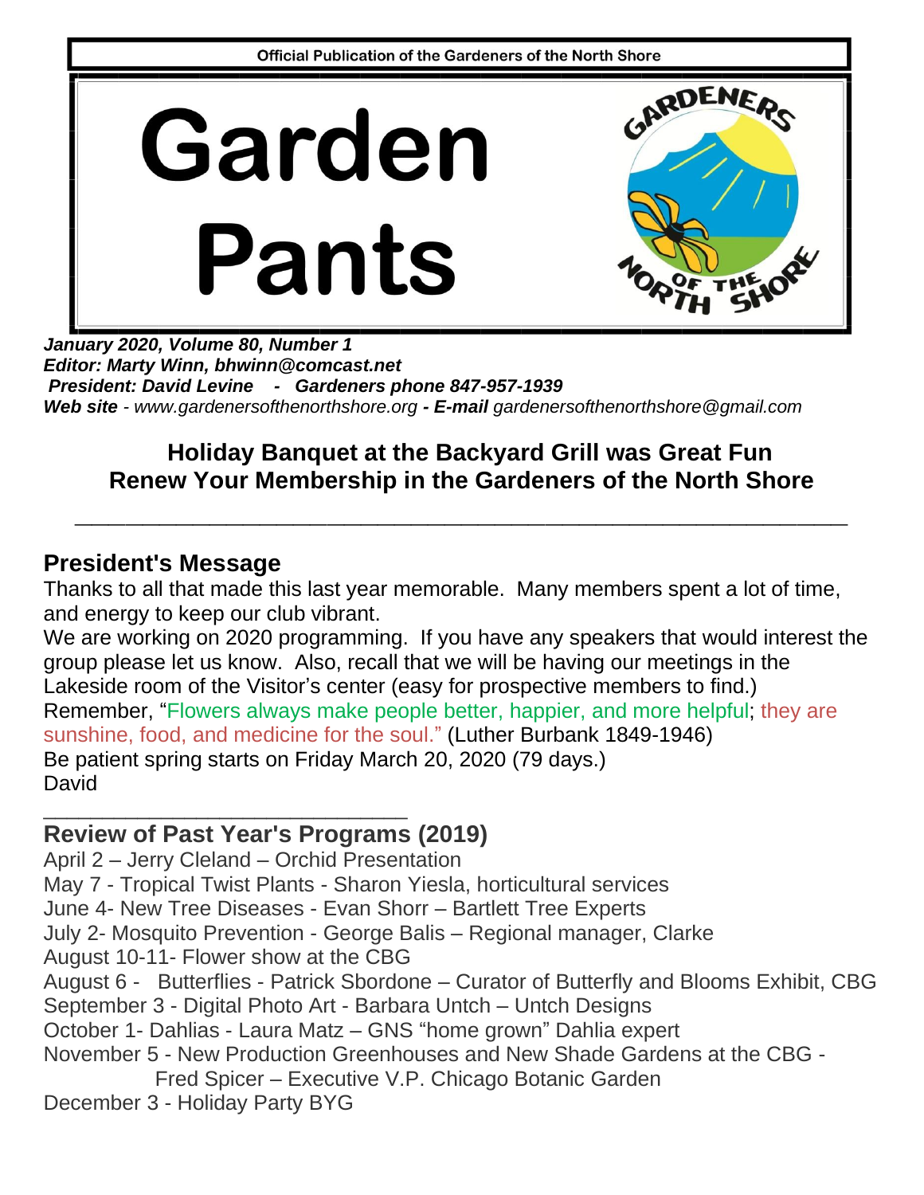Official Publication of the Gardeners of the North Shore

# Garden Pants

GARDENERS OF THE NORTH SHORE

***January 2020, Volume 80, Number 1***
***Editor: Marty Winn, bhwinn@comcast.net***
***President: David Levine - Gardeners phone 847-957-1939***
***Web site** - www.gardenersofthenorthshore.org* ***- E-mail*** *gardenersofthenorthshore@gmail.com*

## Holiday Banquet at the Backyard Grill was Great Fun
## Renew Your Membership in the Gardeners of the North Shore

---

## President's Message

Thanks to all that made this last year memorable. Many members spent a lot of time, and energy to keep our club vibrant.
We are working on 2020 programming. If you have any speakers that would interest the group please let us know. Also, recall that we will be having our meetings in the Lakeside room of the Visitor's center (easy for prospective members to find.)
Remember, "Flowers always make people better, happier, and more helpful; they are sunshine, food, and medicine for the soul." (Luther Burbank 1849-1946)
Be patient spring starts on Friday March 20, 2020 (79 days.)
David

---

## Review of Past Year's Programs (2019)

April 2 – Jerry Cleland – Orchid Presentation
May 7 - Tropical Twist Plants - Sharon Yiesla, horticultural services
June 4- New Tree Diseases - Evan Shorr – Bartlett Tree Experts
July 2- Mosquito Prevention - George Balis – Regional manager, Clarke
August 10-11- Flower show at the CBG
August 6 - Butterflies - Patrick Sbordone – Curator of Butterfly and Blooms Exhibit, CBG
September 3 - Digital Photo Art - Barbara Untch – Untch Designs
October 1- Dahlias - Laura Matz – GNS "home grown" Dahlia expert
November 5 - New Production Greenhouses and New Shade Gardens at the CBG - Fred Spicer – Executive V.P. Chicago Botanic Garden
December 3 - Holiday Party BYG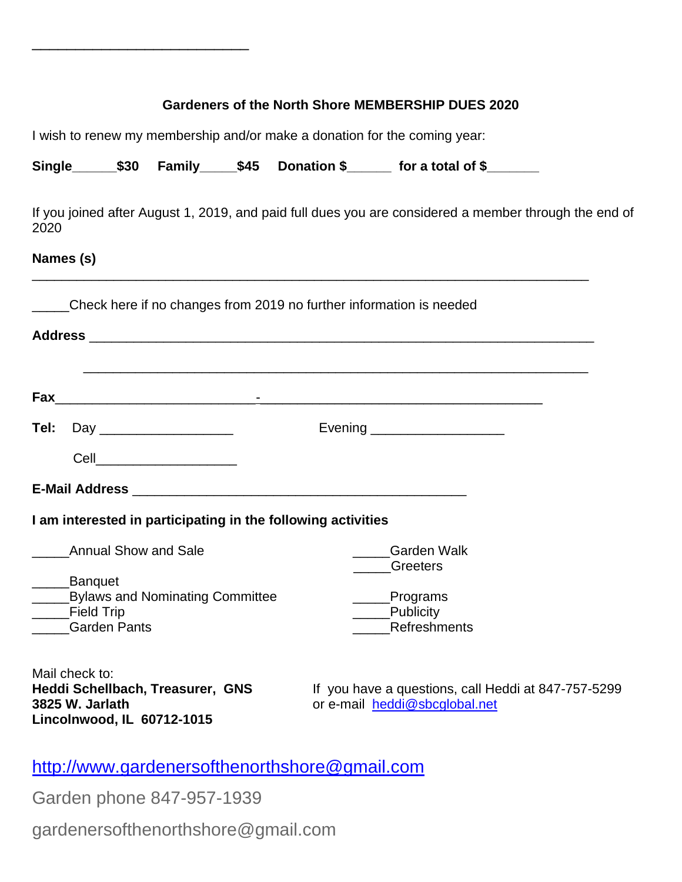______________________________

**Gardeners of the North Shore MEMBERSHIP DUES 2020**

I wish to renew my membership and/or make a donation for the coming year:

**Single______$30 Family_____$45 Donation $______ for a total of $_______**

If you joined after August 1, 2019, and paid full dues you are considered a member through the end of 2020

**Names (s)**

_____________________________________________________________________________

_____Check here if no changes from 2019 no further information is needed

**Address** ______________________________________________________________________

______________________________________________________________________

**Fax**____________________________-_______________________________________

**Tel:** Day __________________ Evening __________________

Cell____________________

**E-Mail Address** ______________________________________________

**I am interested in participating in the following activities**

_____Annual Show and Sale

_____Banquet

_____Bylaws and Nominating Committee

_____Field Trip

_____Garden Pants

_____Garden Walk

_____Greeters

_____Programs

_____Publicity

_____Refreshments

Mail check to:
**Heddi Schellbach, Treasurer, GNS**
**3825 W. Jarlath**
**Lincolnwood, IL 60712-1015**

If you have a questions, call Heddi at 847-757-5299 or e-mail heddi@sbcglobal.net

http://www.gardenersofthenorthshore@gmail.com

Garden phone 847-957-1939

gardenersofthenorthshore@gmail.com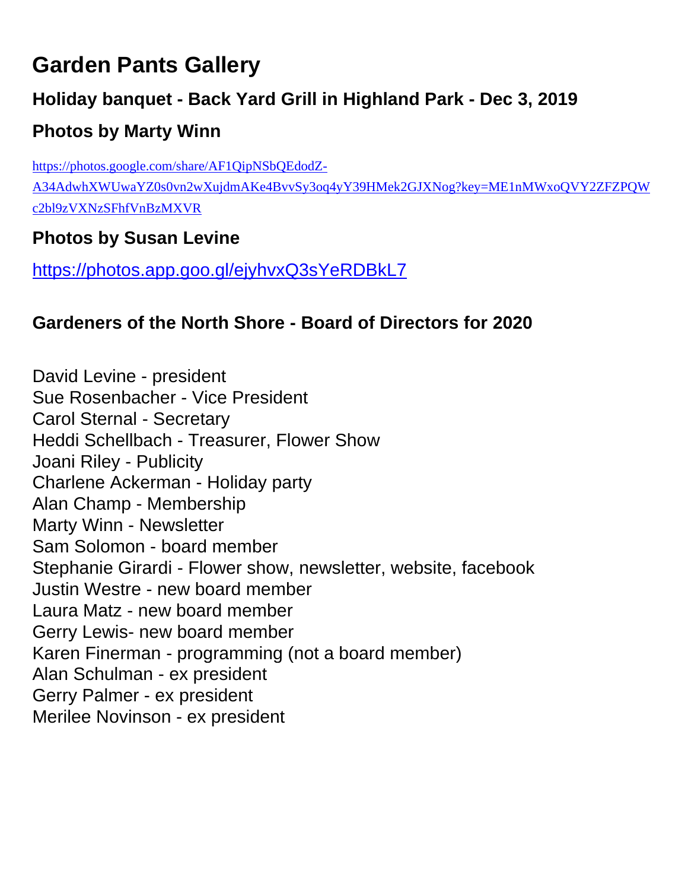# Garden Pants Gallery

## Holiday banquet - Back Yard Grill in Highland Park - Dec 3, 2019

## Photos by Marty Winn

https://photos.google.com/share/AF1QipNSbQEdodZ-A34AdwhXWUwaYZ0s0vn2wXujdmAKe4BvvSy3oq4yY39HMek2GJXNog?key=ME1nMWxoQVY2ZFZPQWc2bl9zVXNzSFhfVnBzMXVR

## Photos by Susan Levine

https://photos.app.goo.gl/ejyhvxQ3sYeRDBkL7

## Gardeners of the North Shore - Board of Directors for 2020

David Levine - president
Sue Rosenbacher - Vice President
Carol Sternal - Secretary
Heddi Schellbach - Treasurer, Flower Show
Joani Riley - Publicity
Charlene Ackerman - Holiday party
Alan Champ - Membership
Marty Winn - Newsletter
Sam Solomon - board member
Stephanie Girardi - Flower show, newsletter, website, facebook
Justin Westre - new board member
Laura Matz - new board member
Gerry Lewis- new board member
Karen Finerman - programming (not a board member)
Alan Schulman - ex president
Gerry Palmer - ex president
Merilee Novinson - ex president